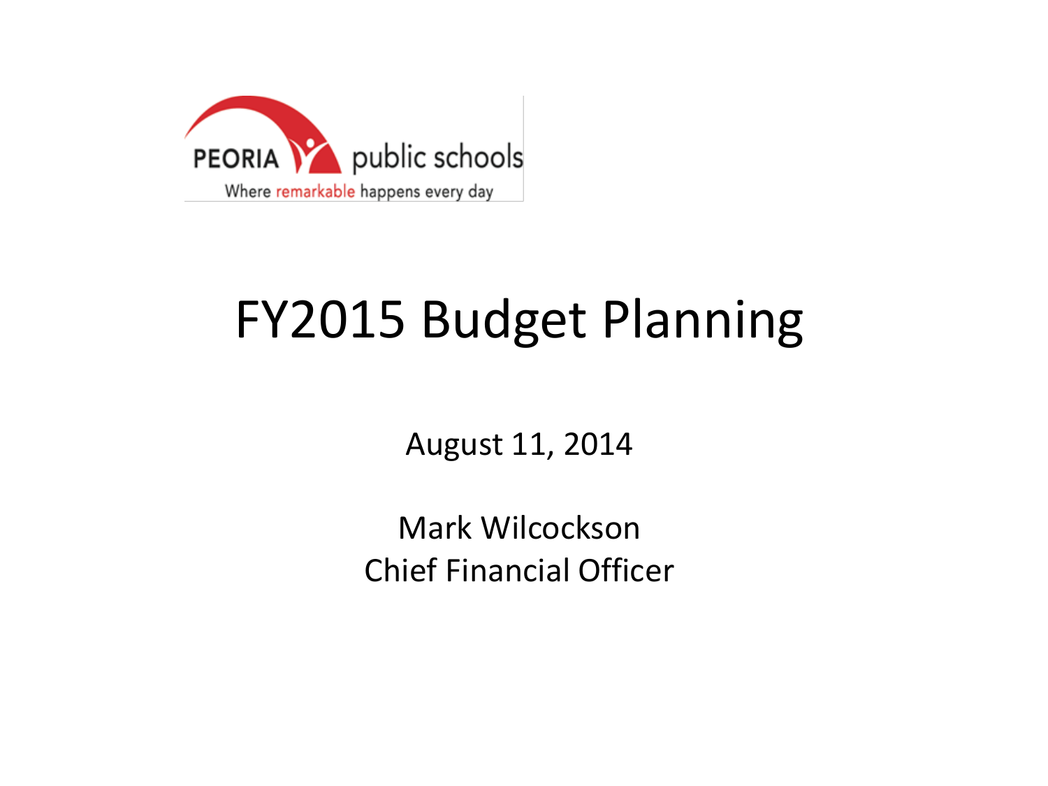PEORIA public schools

Where remarkable happens every day

# FY2015 Budget Planning

August 11, 2014

Mark Wilcockson
Chief Financial Officer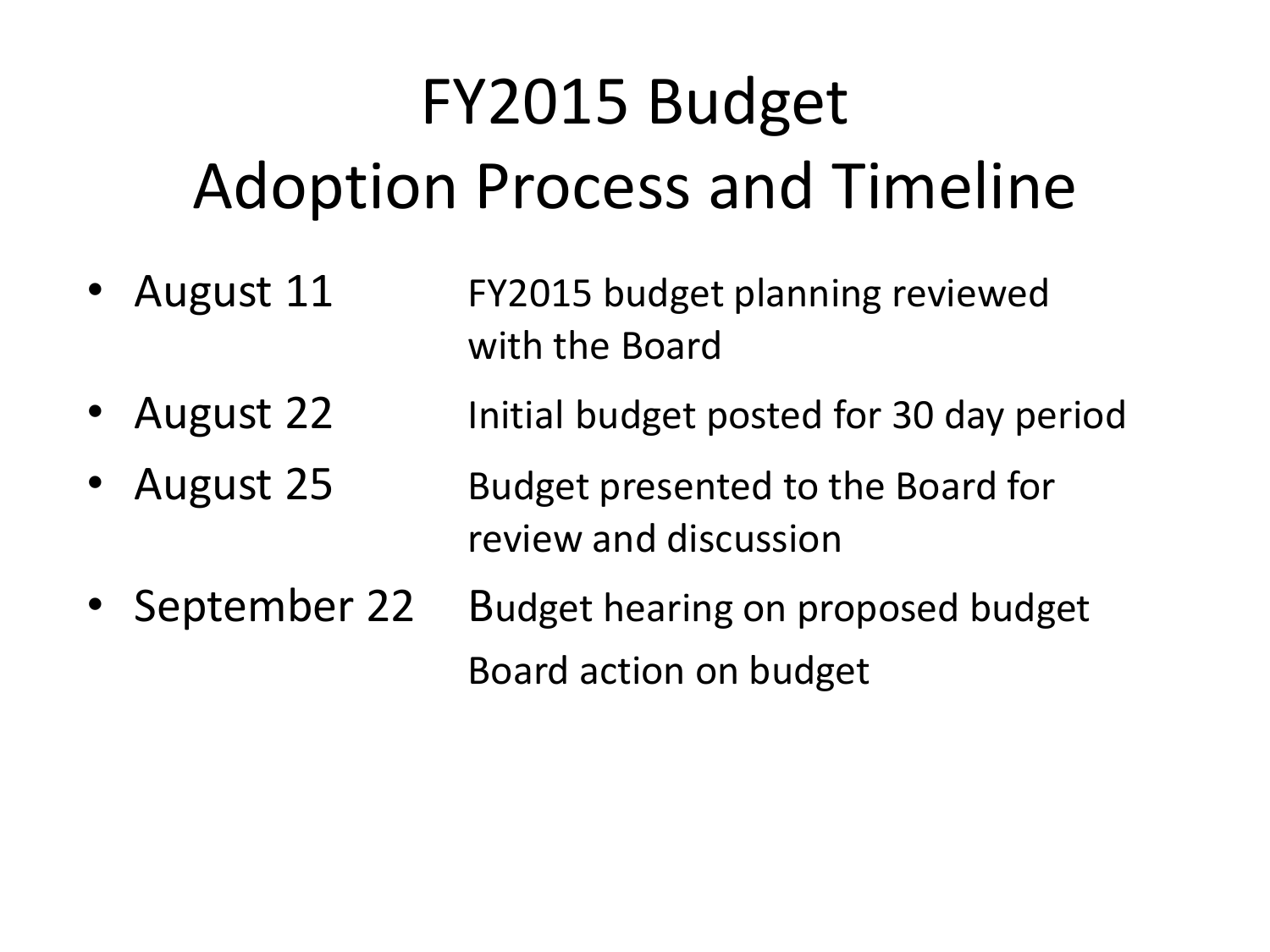# FY2015 Budget Adoption Process and Timeline

- August 11 — FY2015 budget planning reviewed with the Board
- August 22 — Initial budget posted for 30 day period
- August 25 — Budget presented to the Board for review and discussion
- September 22 — Budget hearing on proposed budget
  Board action on budget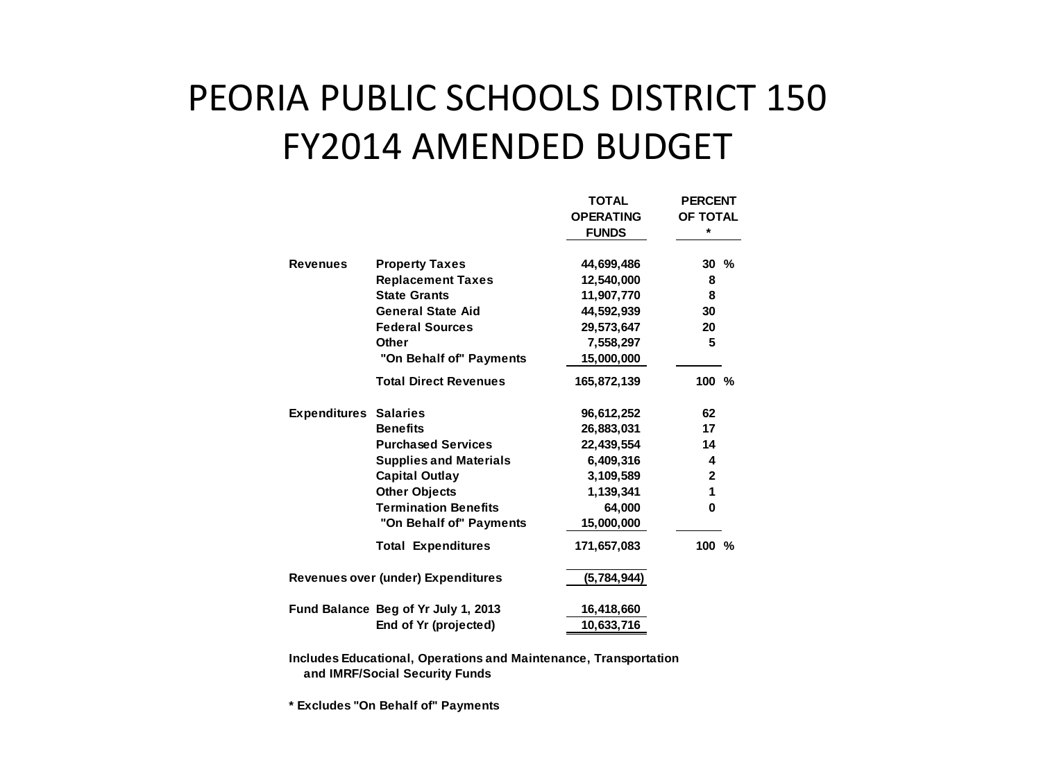# PEORIA PUBLIC SCHOOLS DISTRICT 150
# FY2014 AMENDED BUDGET

| | | TOTAL OPERATING FUNDS | PERCENT OF TOTAL * |
|---|---|---|---|
| **Revenues** | **Property Taxes** | 44,699,486 | 30 % |
| | **Replacement Taxes** | 12,540,000 | 8 |
| | **State Grants** | 11,907,770 | 8 |
| | **General State Aid** | 44,592,939 | 30 |
| | **Federal Sources** | 29,573,647 | 20 |
| | **Other** | 7,558,297 | 5 |
| | **"On Behalf of" Payments** | 15,000,000 | |
| | **Total Direct Revenues** | 165,872,139 | 100 % |
| **Expenditures** | **Salaries** | 96,612,252 | 62 |
| | **Benefits** | 26,883,031 | 17 |
| | **Purchased Services** | 22,439,554 | 14 |
| | **Supplies and Materials** | 6,409,316 | 4 |
| | **Capital Outlay** | 3,109,589 | 2 |
| | **Other Objects** | 1,139,341 | 1 |
| | **Termination Benefits** | 64,000 | 0 |
| | **"On Behalf of" Payments** | 15,000,000 | |
| | **Total Expenditures** | 171,657,083 | 100 % |
| **Revenues over (under) Expenditures** | | (5,784,944) | |
| **Fund Balance** | **Beg of Yr July 1, 2013** | 16,418,660 | |
| | **End of Yr (projected)** | 10,633,716 | |

**Includes Educational, Operations and Maintenance, Transportation and IMRF/Social Security Funds**

**\* Excludes "On Behalf of" Payments**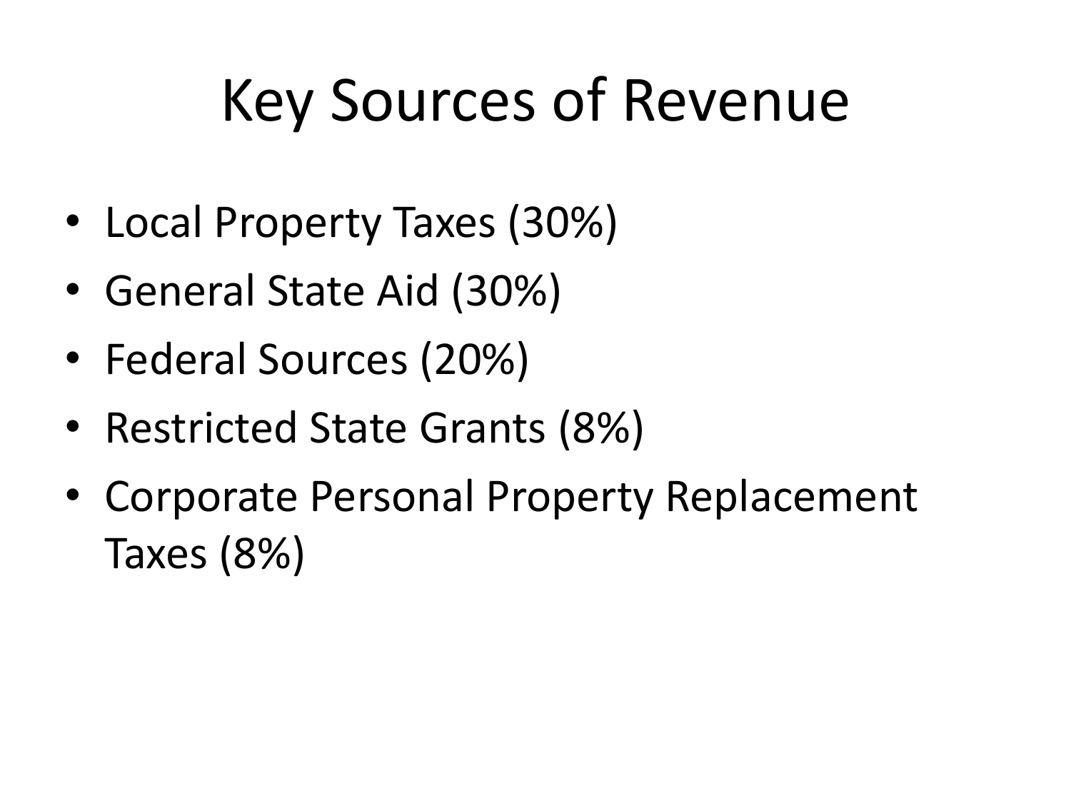# Key Sources of Revenue

- Local Property Taxes (30%)
- General State Aid (30%)
- Federal Sources (20%)
- Restricted State Grants (8%)
- Corporate Personal Property Replacement Taxes (8%)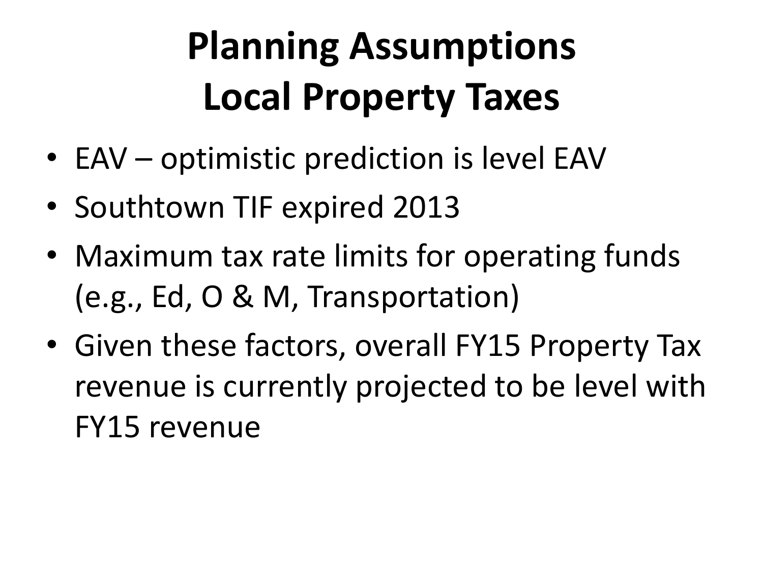# Planning Assumptions
# Local Property Taxes

- EAV – optimistic prediction is level EAV
- Southtown TIF expired 2013
- Maximum tax rate limits for operating funds (e.g., Ed, O & M, Transportation)
- Given these factors, overall FY15 Property Tax revenue is currently projected to be level with FY15 revenue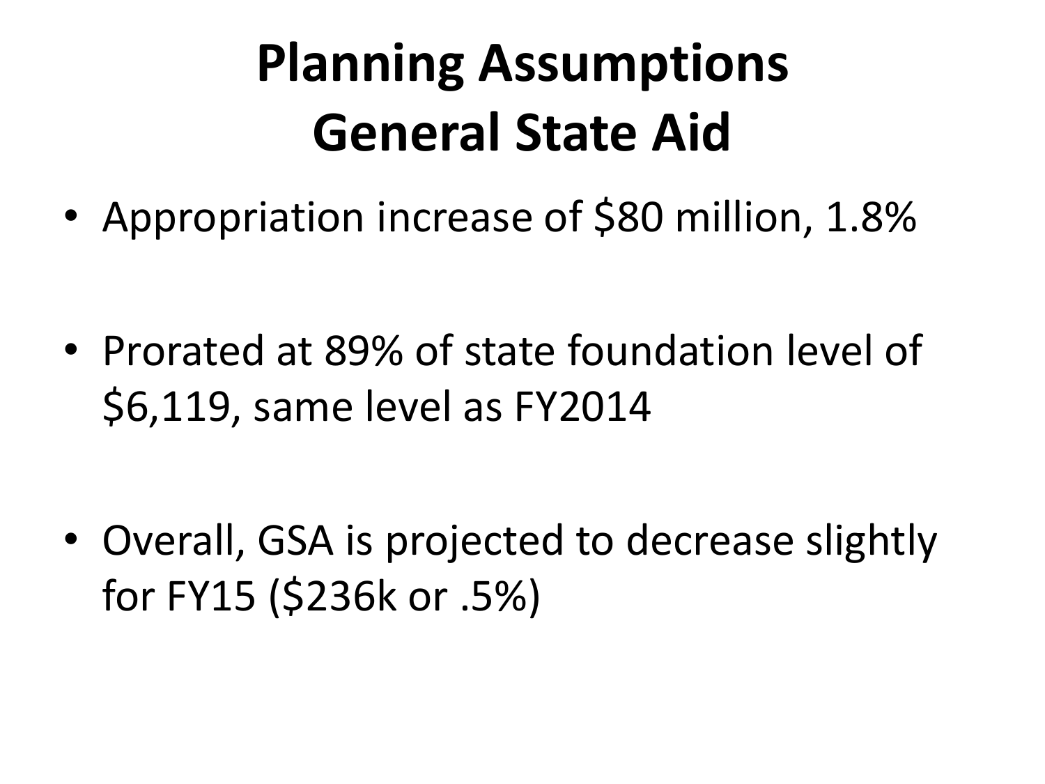# Planning Assumptions General State Aid

- Appropriation increase of $80 million, 1.8%
- Prorated at 89% of state foundation level of $6,119, same level as FY2014
- Overall, GSA is projected to decrease slightly for FY15 ($236k or .5%)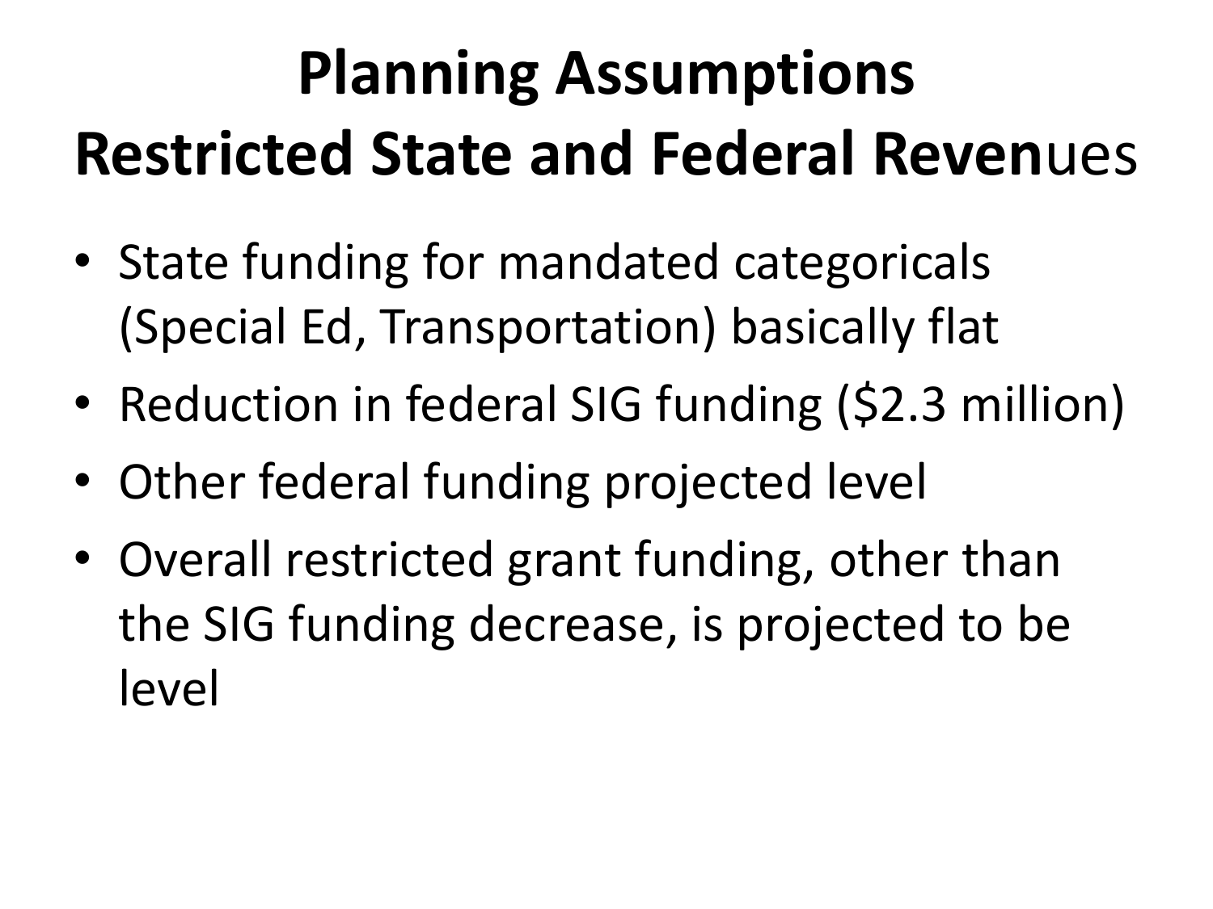# Planning Assumptions
# Restricted State and Federal Revenues

- State funding for mandated categoricals (Special Ed, Transportation) basically flat
- Reduction in federal SIG funding ($2.3 million)
- Other federal funding projected level
- Overall restricted grant funding, other than the SIG funding decrease, is projected to be level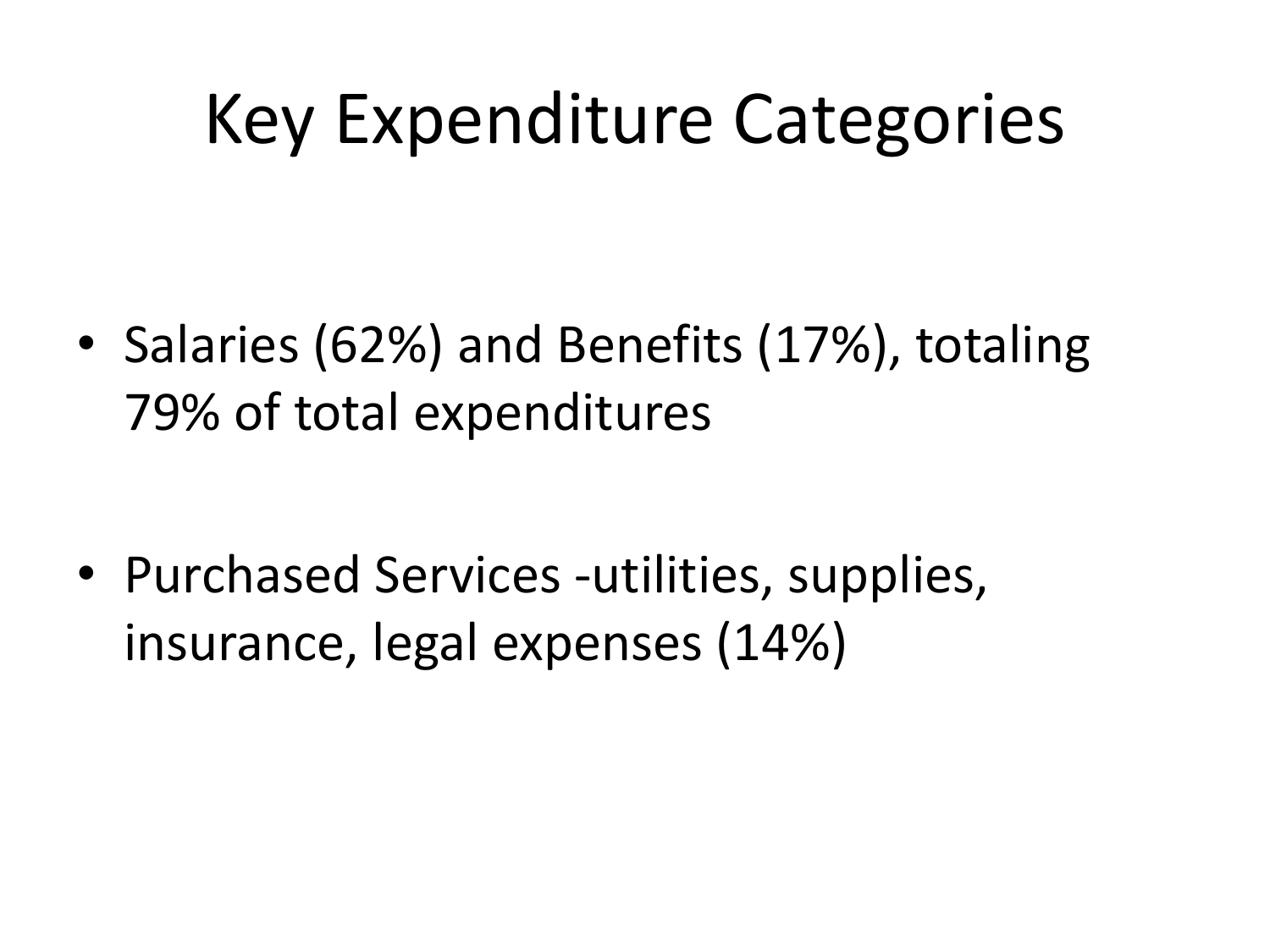# Key Expenditure Categories

- Salaries (62%) and Benefits (17%), totaling 79% of total expenditures

- Purchased Services -utilities, supplies, insurance, legal expenses (14%)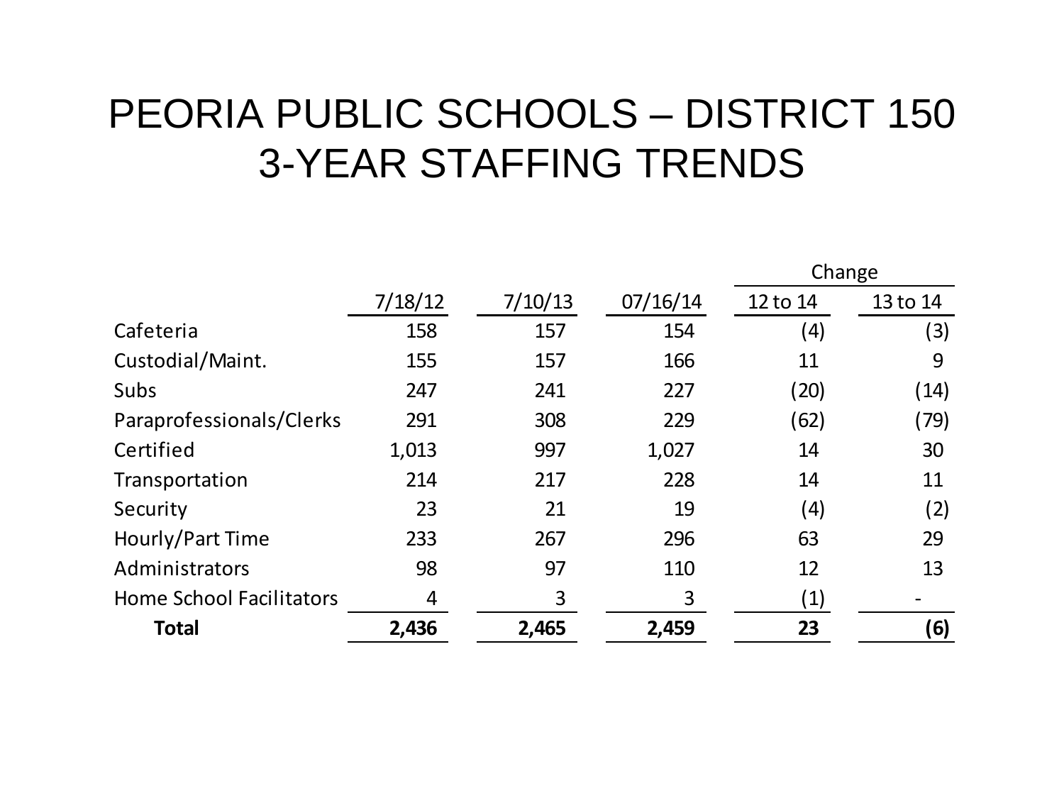# PEORIA PUBLIC SCHOOLS – DISTRICT 150
# 3-YEAR STAFFING TRENDS

| | 7/18/12 | 7/10/13 | 07/16/14 | Change 12 to 14 | Change 13 to 14 |
|---|---|---|---|---|---|
| Cafeteria | 158 | 157 | 154 | (4) | (3) |
| Custodial/Maint. | 155 | 157 | 166 | 11 | 9 |
| Subs | 247 | 241 | 227 | (20) | (14) |
| Paraprofessionals/Clerks | 291 | 308 | 229 | (62) | (79) |
| Certified | 1,013 | 997 | 1,027 | 14 | 30 |
| Transportation | 214 | 217 | 228 | 14 | 11 |
| Security | 23 | 21 | 19 | (4) | (2) |
| Hourly/Part Time | 233 | 267 | 296 | 63 | 29 |
| Administrators | 98 | 97 | 110 | 12 | 13 |
| Home School Facilitators | 4 | 3 | 3 | (1) | - |
| **Total** | **2,436** | **2,465** | **2,459** | **23** | **(6)** |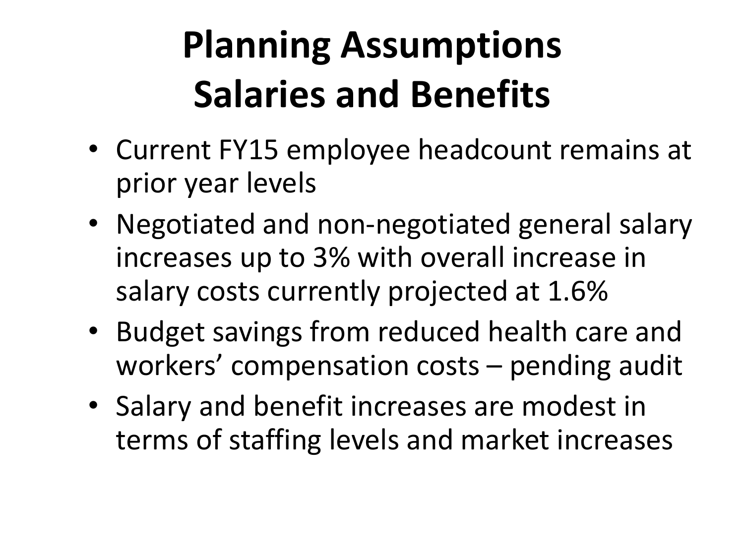# Planning Assumptions
# Salaries and Benefits

- Current FY15 employee headcount remains at prior year levels
- Negotiated and non-negotiated general salary increases up to 3% with overall increase in salary costs currently projected at 1.6%
- Budget savings from reduced health care and workers' compensation costs – pending audit
- Salary and benefit increases are modest in terms of staffing levels and market increases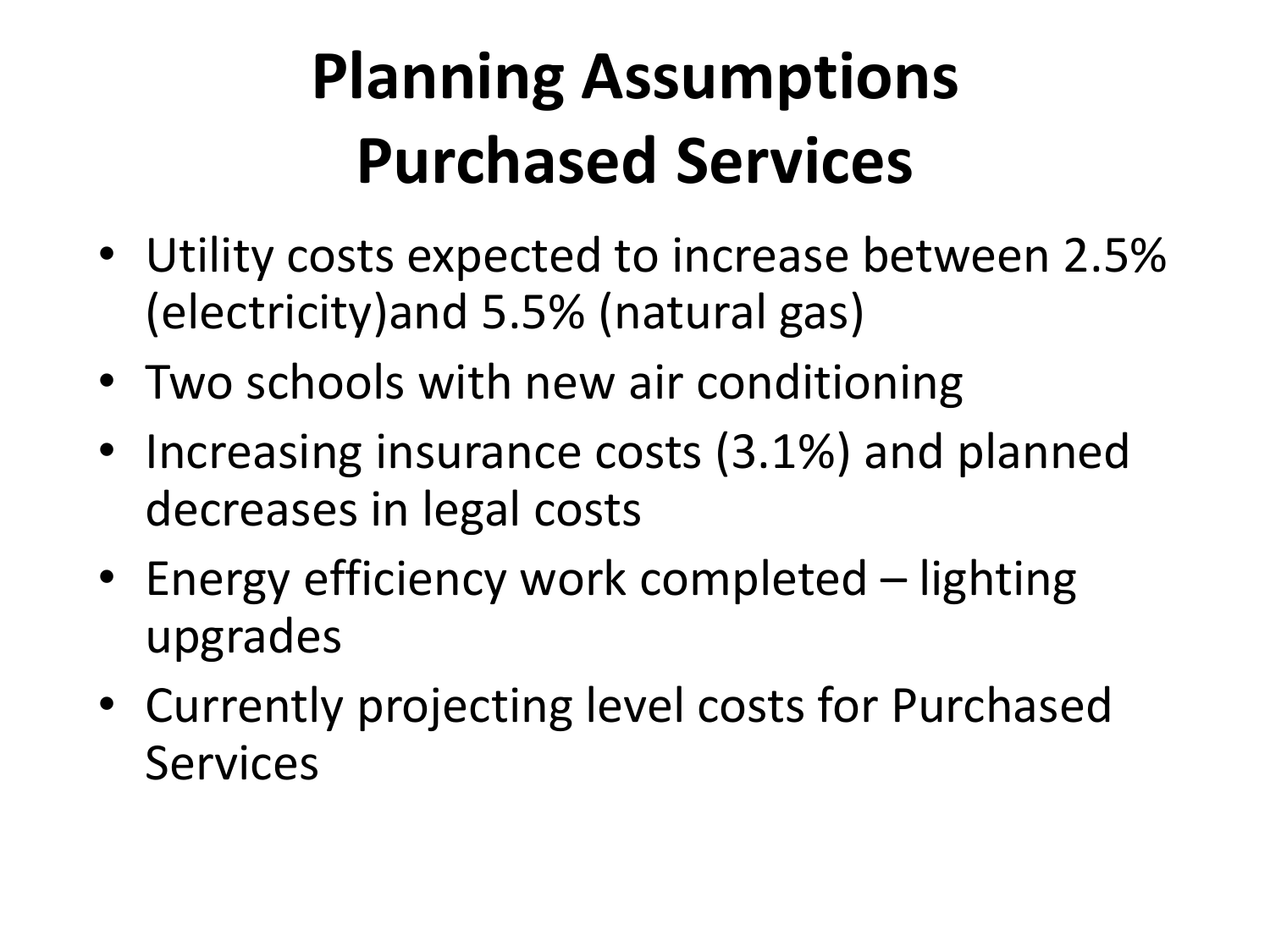# Planning Assumptions
# Purchased Services

- Utility costs expected to increase between 2.5% (electricity)and 5.5% (natural gas)
- Two schools with new air conditioning
- Increasing insurance costs (3.1%) and planned decreases in legal costs
- Energy efficiency work completed – lighting upgrades
- Currently projecting level costs for Purchased Services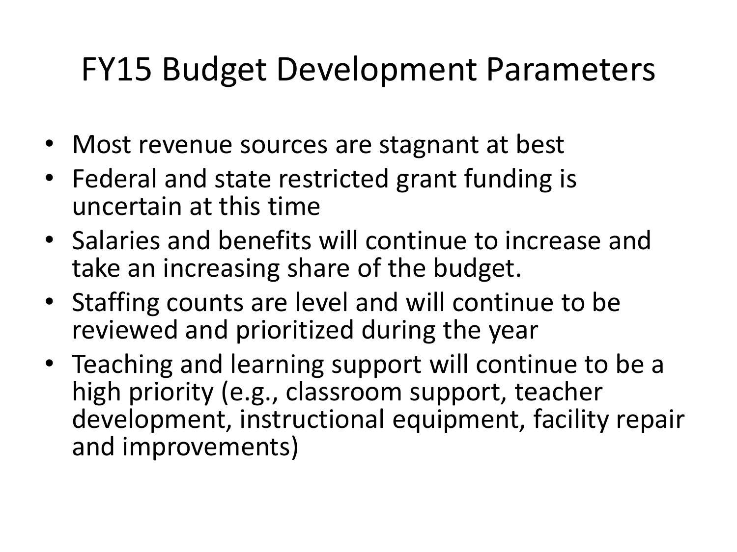# FY15 Budget Development Parameters

- Most revenue sources are stagnant at best
- Federal and state restricted grant funding is uncertain at this time
- Salaries and benefits will continue to increase and take an increasing share of the budget.
- Staffing counts are level and will continue to be reviewed and prioritized during the year
- Teaching and learning support will continue to be a high priority (e.g., classroom support, teacher development, instructional equipment, facility repair and improvements)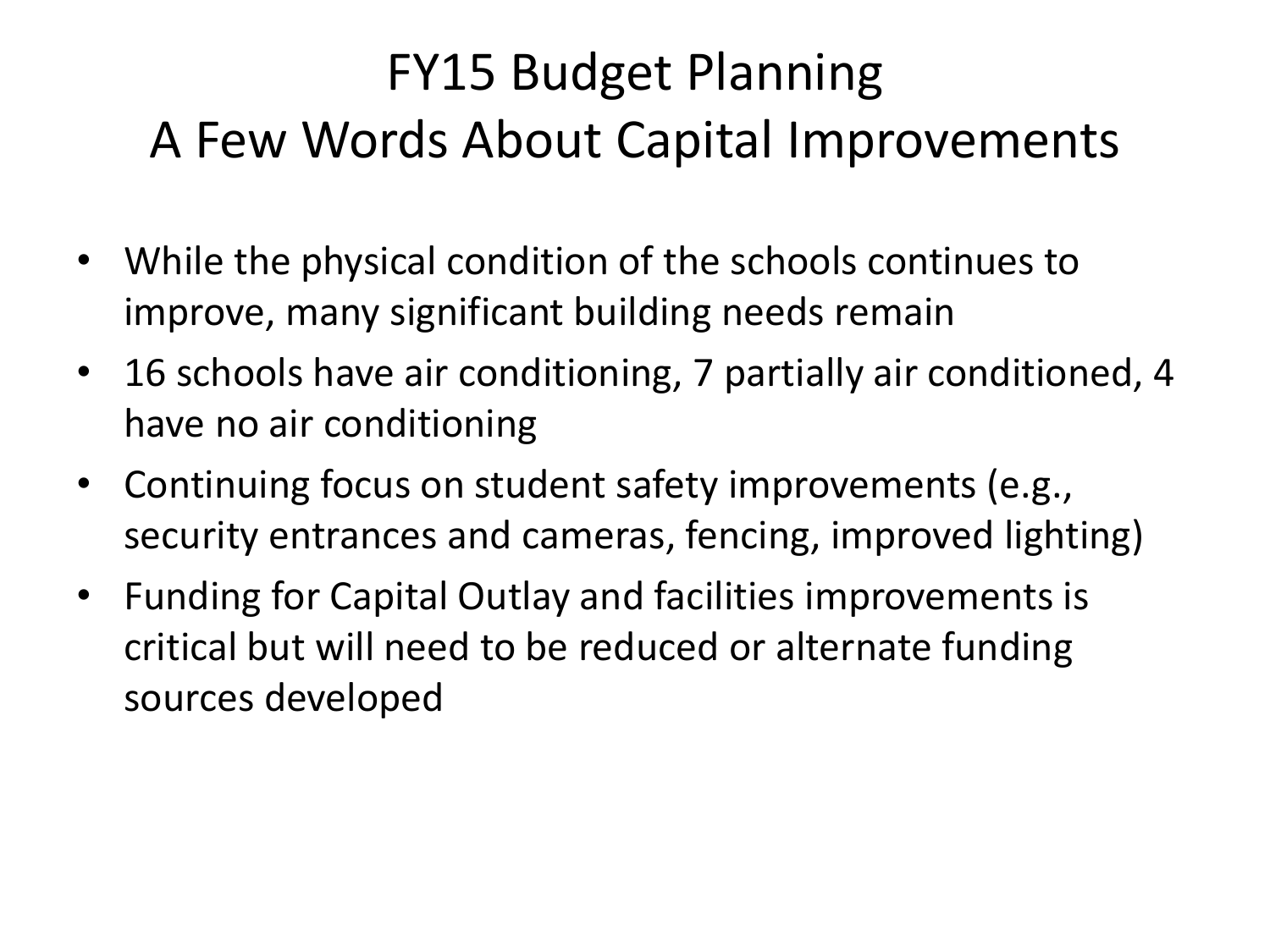# FY15 Budget Planning
# A Few Words About Capital Improvements

- While the physical condition of the schools continues to improve, many significant building needs remain
- 16 schools have air conditioning, 7 partially air conditioned, 4 have no air conditioning
- Continuing focus on student safety improvements (e.g., security entrances and cameras, fencing, improved lighting)
- Funding for Capital Outlay and facilities improvements is critical but will need to be reduced or alternate funding sources developed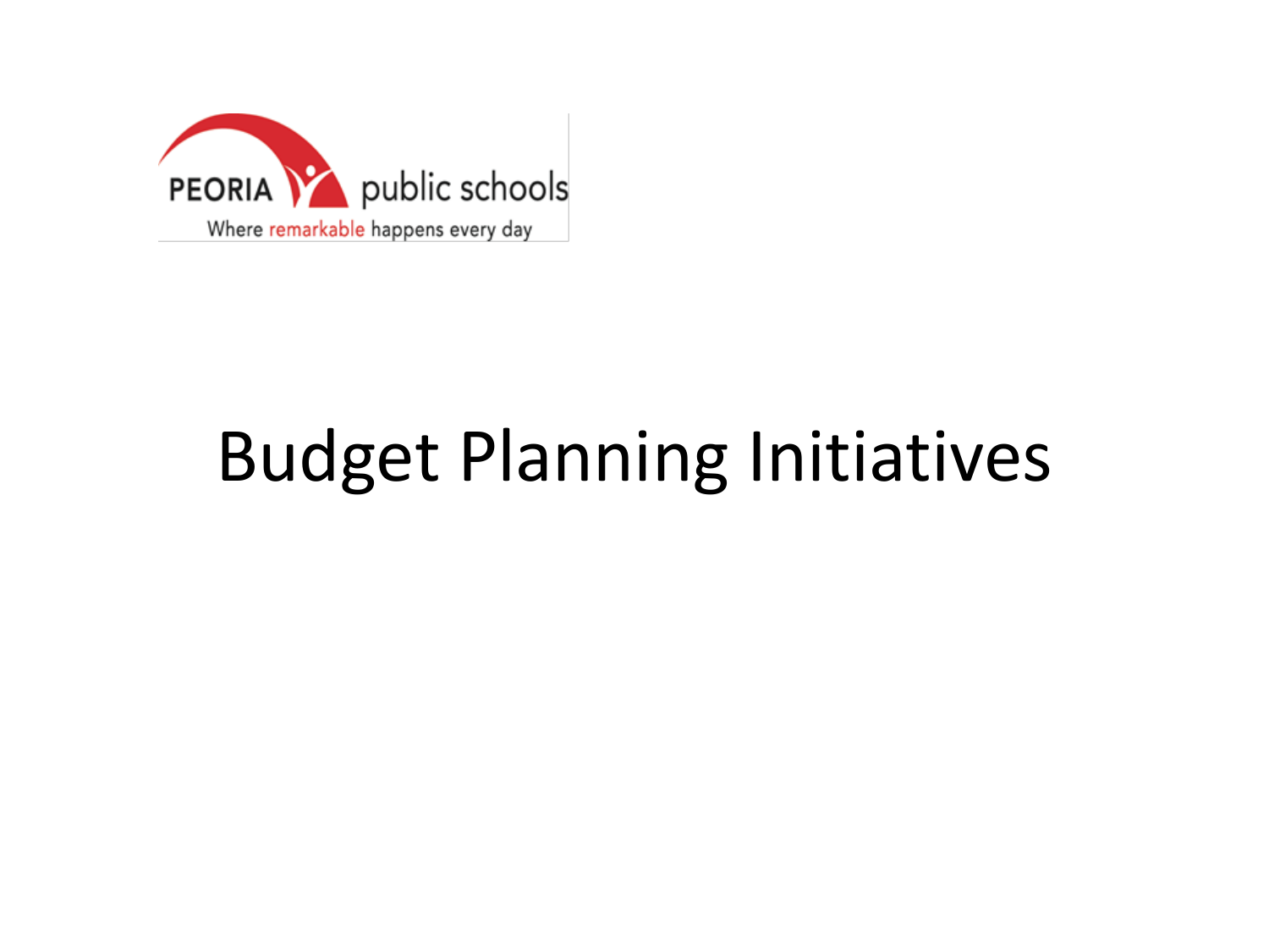PEORIA public schools

Where remarkable happens every day

# Budget Planning Initiatives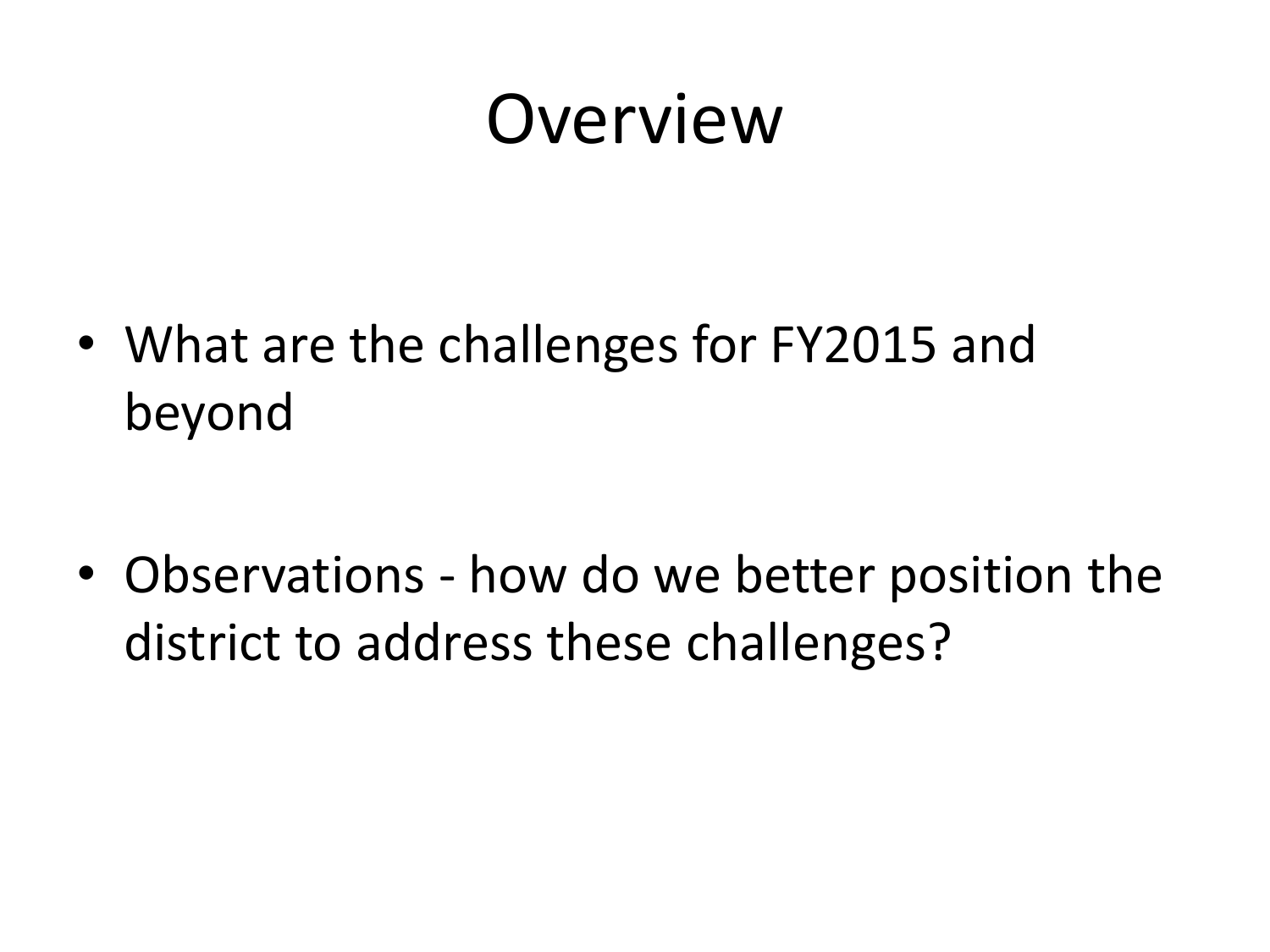# Overview

- What are the challenges for FY2015 and beyond
- Observations - how do we better position the district to address these challenges?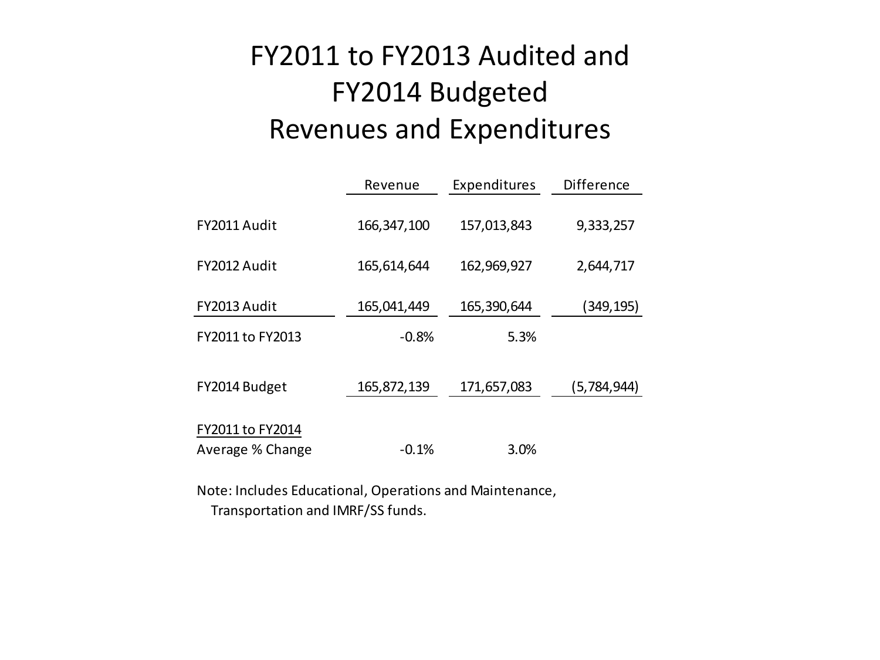# FY2011 to FY2013 Audited and FY2014 Budgeted Revenues and Expenditures

| | Revenue | Expenditures | Difference |
|---|---|---|---|
| FY2011 Audit | 166,347,100 | 157,013,843 | 9,333,257 |
| FY2012 Audit | 165,614,644 | 162,969,927 | 2,644,717 |
| FY2013 Audit | 165,041,449 | 165,390,644 | (349,195) |
| FY2011 to FY2013 | -0.8% | 5.3% | |
| FY2014 Budget | 165,872,139 | 171,657,083 | (5,784,944) |
| FY2011 to FY2014 Average % Change | -0.1% | 3.0% | |

Note: Includes Educational, Operations and Maintenance, Transportation and IMRF/SS funds.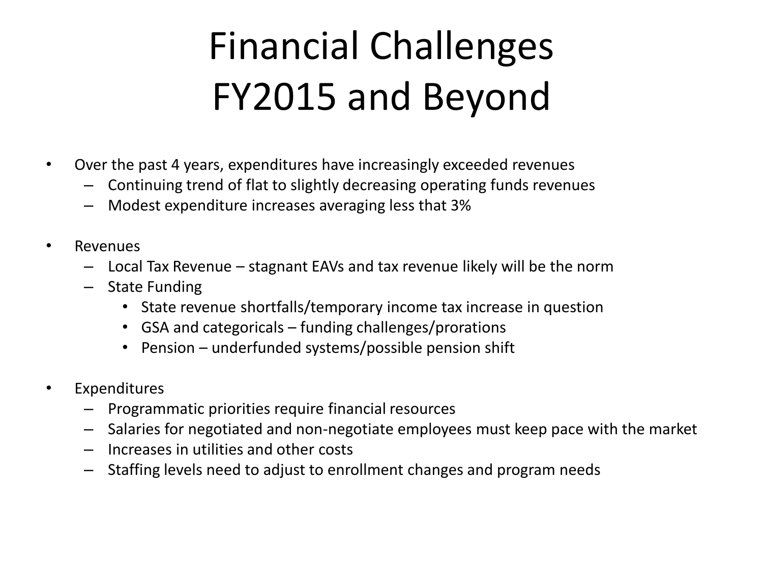# Financial Challenges FY2015 and Beyond

- Over the past 4 years, expenditures have increasingly exceeded revenues
  - Continuing trend of flat to slightly decreasing operating funds revenues
  - Modest expenditure increases averaging less that 3%
- Revenues
  - Local Tax Revenue – stagnant EAVs and tax revenue likely will be the norm
  - State Funding
    - State revenue shortfalls/temporary income tax increase in question
    - GSA and categoricals – funding challenges/prorations
    - Pension – underfunded systems/possible pension shift
- Expenditures
  - Programmatic priorities require financial resources
  - Salaries for negotiated and non-negotiate employees must keep pace with the market
  - Increases in utilities and other costs
  - Staffing levels need to adjust to enrollment changes and program needs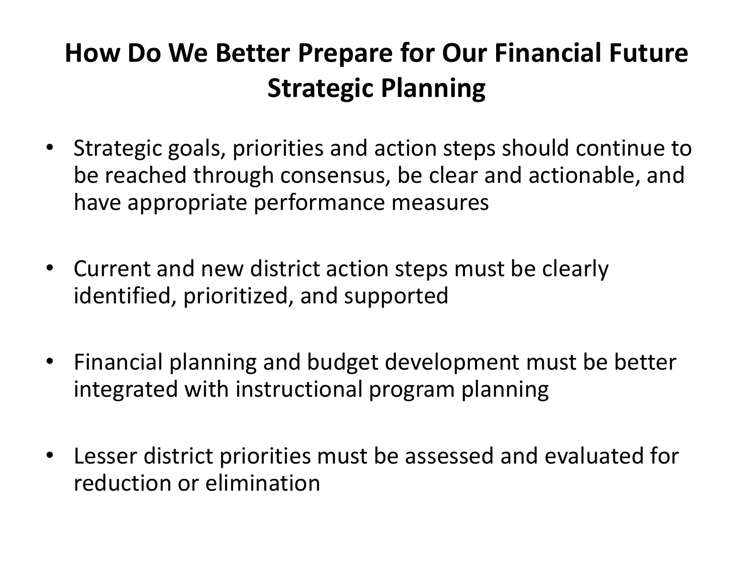# How Do We Better Prepare for Our Financial Future
# Strategic Planning

- Strategic goals, priorities and action steps should continue to be reached through consensus, be clear and actionable, and have appropriate performance measures

- Current and new district action steps must be clearly identified, prioritized, and supported

- Financial planning and budget development must be better integrated with instructional program planning

- Lesser district priorities must be assessed and evaluated for reduction or elimination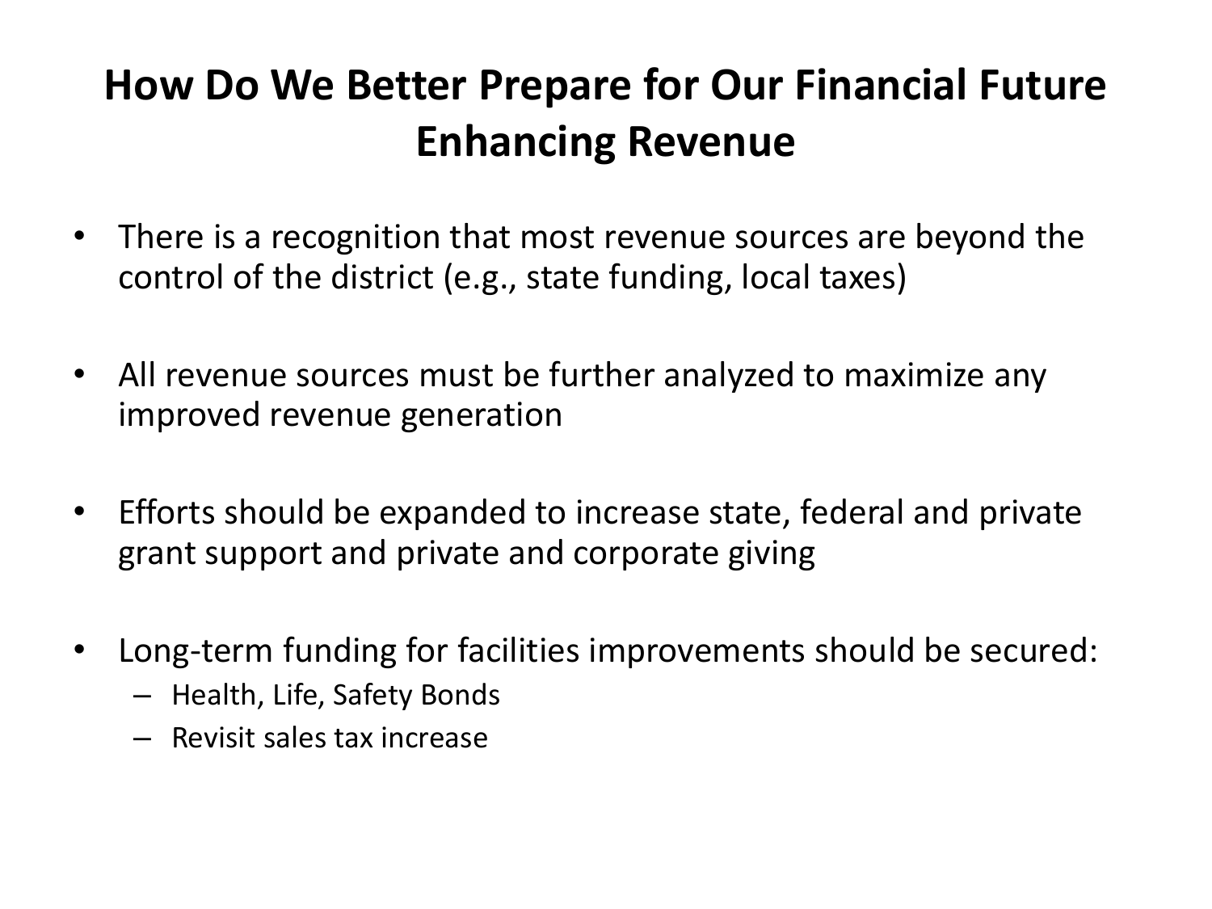# How Do We Better Prepare for Our Financial Future
# Enhancing Revenue

- There is a recognition that most revenue sources are beyond the control of the district (e.g., state funding, local taxes)
- All revenue sources must be further analyzed to maximize any improved revenue generation
- Efforts should be expanded to increase state, federal and private grant support and private and corporate giving
- Long-term funding for facilities improvements should be secured:
  - Health, Life, Safety Bonds
  - Revisit sales tax increase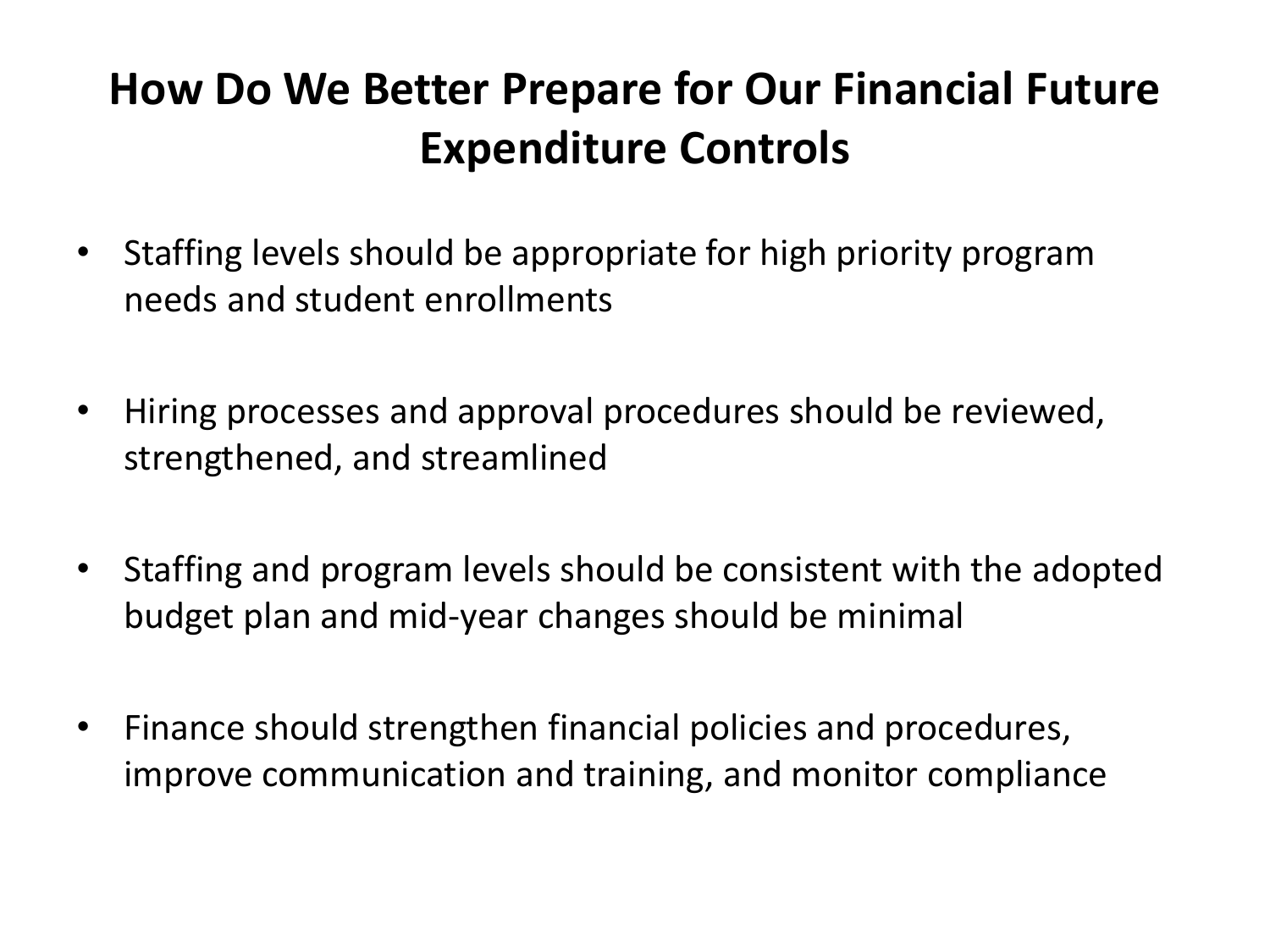# How Do We Better Prepare for Our Financial Future
# Expenditure Controls

- Staffing levels should be appropriate for high priority program needs and student enrollments

- Hiring processes and approval procedures should be reviewed, strengthened, and streamlined

- Staffing and program levels should be consistent with the adopted budget plan and mid-year changes should be minimal

- Finance should strengthen financial policies and procedures, improve communication and training, and monitor compliance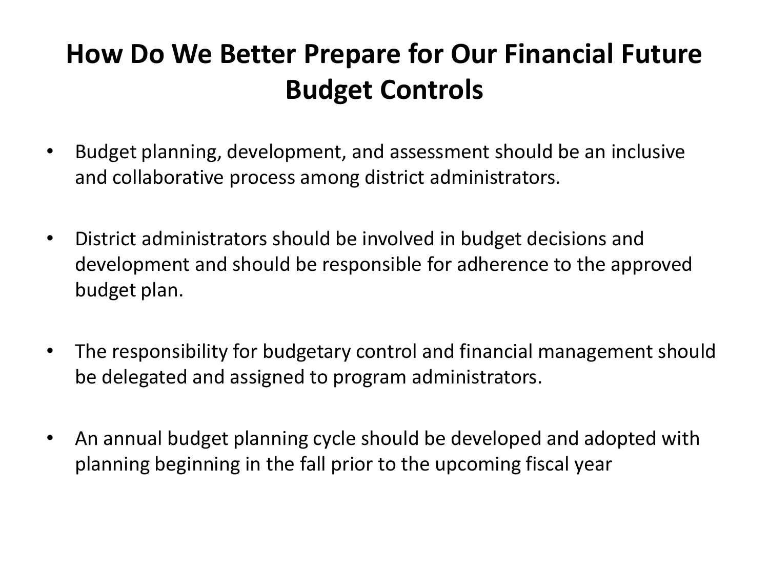# How Do We Better Prepare for Our Financial Future Budget Controls

- Budget planning, development, and assessment should be an inclusive and collaborative process among district administrators.
- District administrators should be involved in budget decisions and development and should be responsible for adherence to the approved budget plan.
- The responsibility for budgetary control and financial management should be delegated and assigned to program administrators.
- An annual budget planning cycle should be developed and adopted with planning beginning in the fall prior to the upcoming fiscal year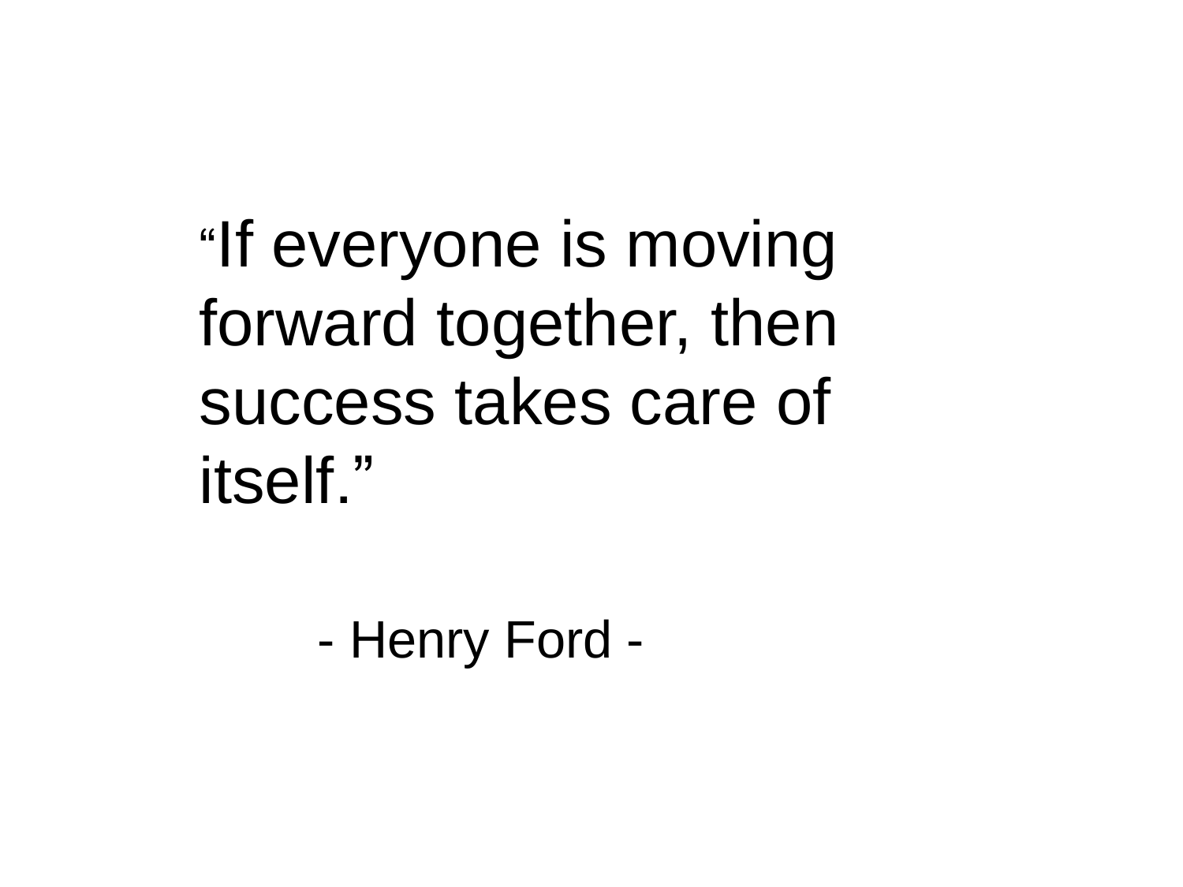“If everyone is moving forward together, then success takes care of itself.”

- Henry Ford -